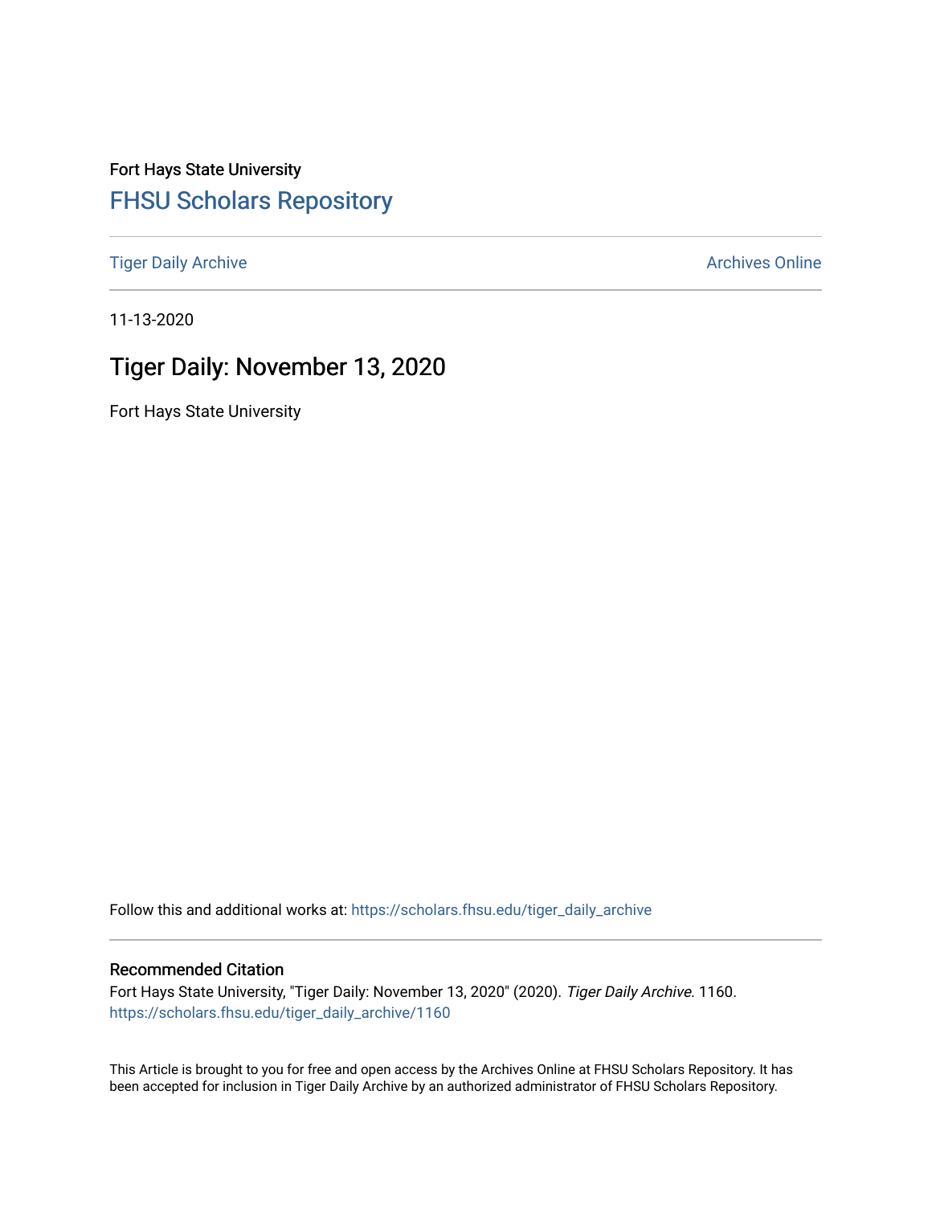Fort Hays State University

## FHSU Scholars Repository

Tiger Daily Archive

Archives Online

11-13-2020

# Tiger Daily: November 13, 2020

Fort Hays State University

Follow this and additional works at: https://scholars.fhsu.edu/tiger_daily_archive

### Recommended Citation

Fort Hays State University, "Tiger Daily: November 13, 2020" (2020). *Tiger Daily Archive*. 1160.
https://scholars.fhsu.edu/tiger_daily_archive/1160

This Article is brought to you for free and open access by the Archives Online at FHSU Scholars Repository. It has been accepted for inclusion in Tiger Daily Archive by an authorized administrator of FHSU Scholars Repository.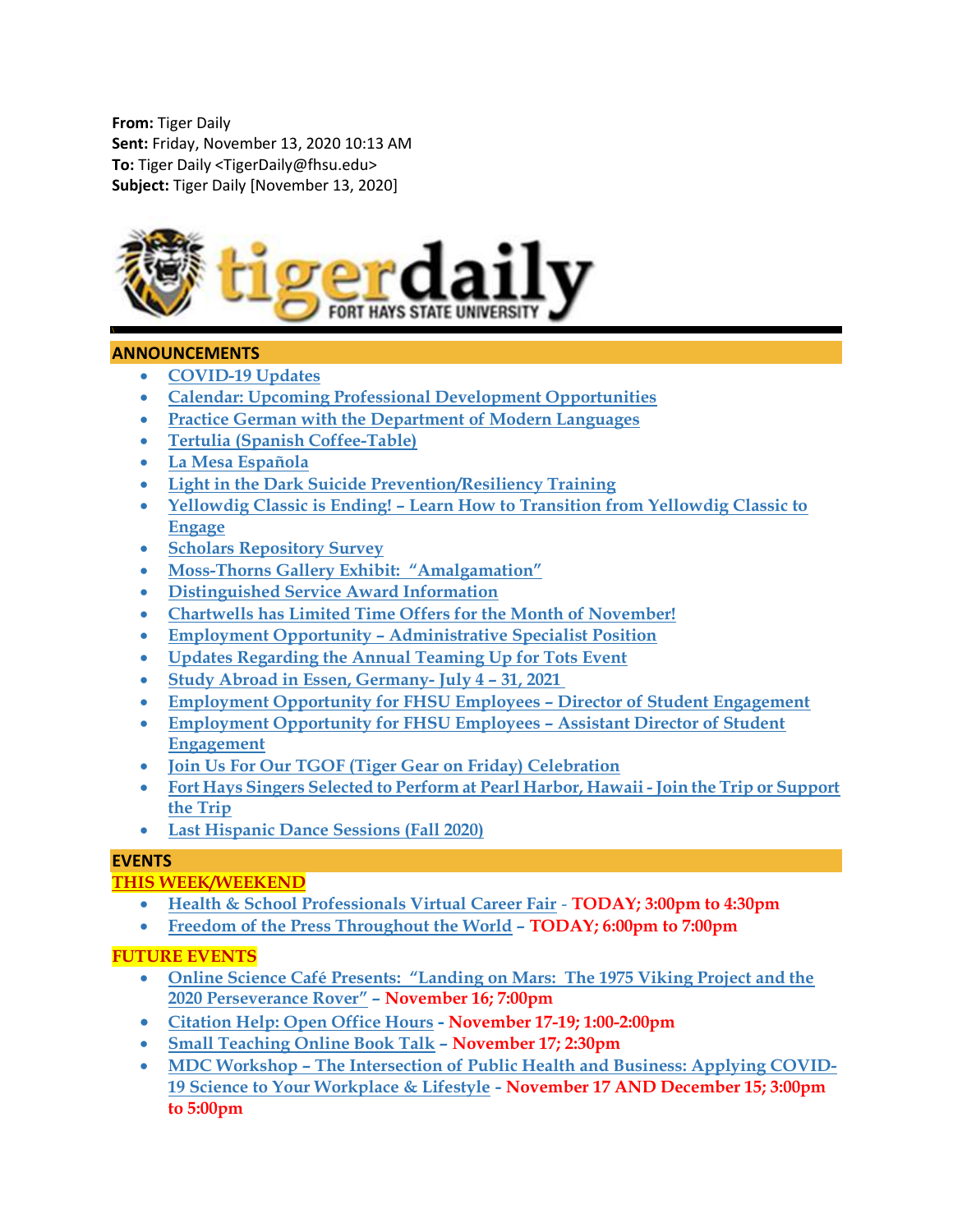**From:** Tiger Daily
**Sent:** Friday, November 13, 2020 10:13 AM
**To:** Tiger Daily <TigerDaily@fhsu.edu>
**Subject:** Tiger Daily [November 13, 2020]

# tigerdaily FORT HAYS STATE UNIVERSITY

## ANNOUNCEMENTS

- COVID-19 Updates
- Calendar: Upcoming Professional Development Opportunities
- Practice German with the Department of Modern Languages
- Tertulia (Spanish Coffee-Table)
- La Mesa Española
- Light in the Dark Suicide Prevention/Resiliency Training
- Yellowdig Classic is Ending! – Learn How to Transition from Yellowdig Classic to Engage
- Scholars Repository Survey
- Moss-Thorns Gallery Exhibit: "Amalgamation"
- Distinguished Service Award Information
- Chartwells has Limited Time Offers for the Month of November!
- Employment Opportunity – Administrative Specialist Position
- Updates Regarding the Annual Teaming Up for Tots Event
- Study Abroad in Essen, Germany- July 4 – 31, 2021
- Employment Opportunity for FHSU Employees – Director of Student Engagement
- Employment Opportunity for FHSU Employees – Assistant Director of Student Engagement
- Join Us For Our TGOF (Tiger Gear on Friday) Celebration
- Fort Hays Singers Selected to Perform at Pearl Harbor, Hawaii - Join the Trip or Support the Trip
- Last Hispanic Dance Sessions (Fall 2020)

## EVENTS

### THIS WEEK/WEEKEND

- Health & School Professionals Virtual Career Fair - **TODAY; 3:00pm to 4:30pm**
- Freedom of the Press Throughout the World – **TODAY; 6:00pm to 7:00pm**

### FUTURE EVENTS

- Online Science Café Presents: "Landing on Mars: The 1975 Viking Project and the 2020 Perseverance Rover" – **November 16; 7:00pm**
- Citation Help: Open Office Hours - **November 17-19; 1:00-2:00pm**
- Small Teaching Online Book Talk – **November 17; 2:30pm**
- MDC Workshop – The Intersection of Public Health and Business: Applying COVID-19 Science to Your Workplace & Lifestyle - **November 17 AND December 15; 3:00pm to 5:00pm**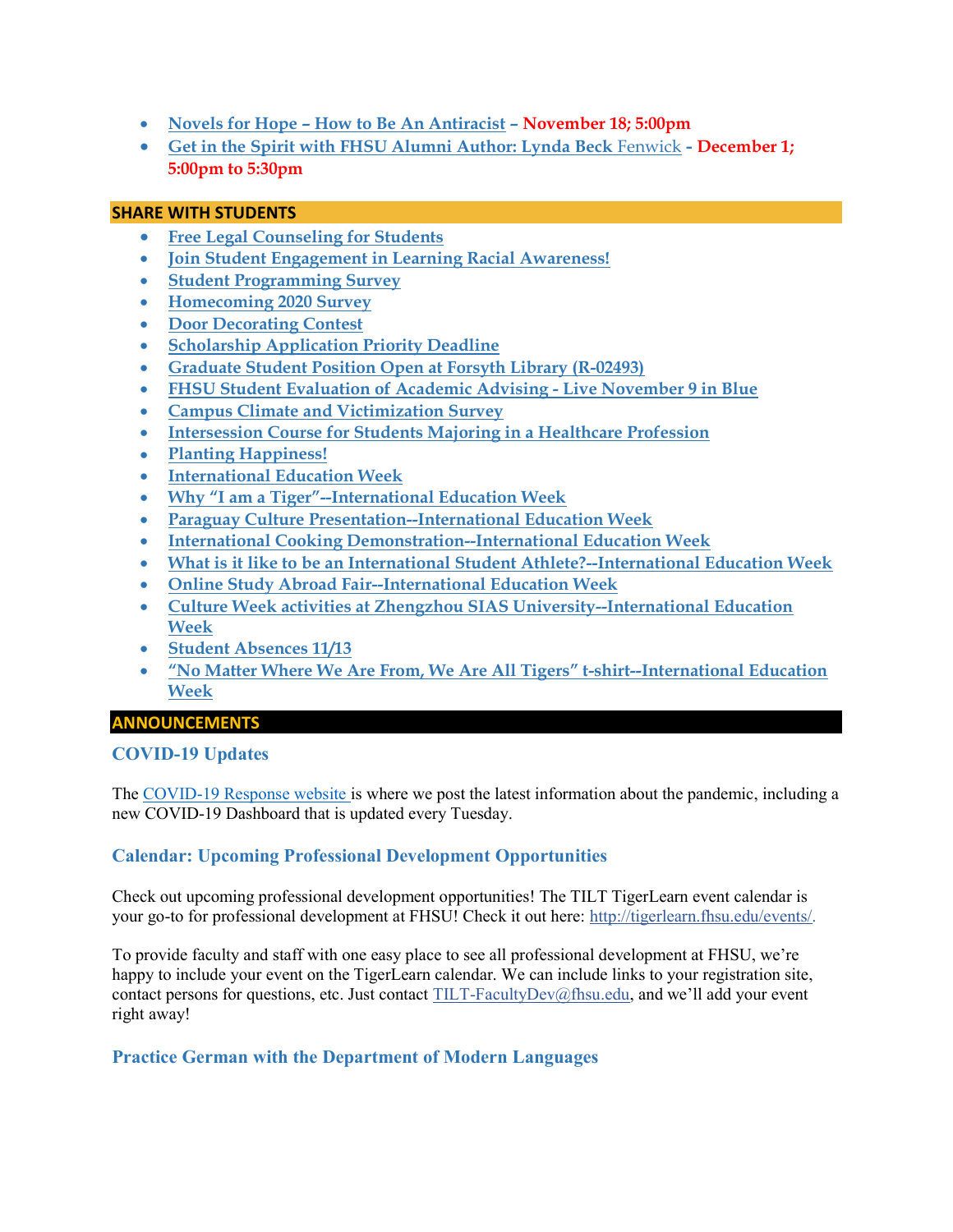- Novels for Hope – How to Be An Antiracist – **November 18; 5:00pm**
- Get in the Spirit with FHSU Alumni Author: Lynda Beck Fenwick - **December 1; 5:00pm to 5:30pm**

## SHARE WITH STUDENTS

- Free Legal Counseling for Students
- Join Student Engagement in Learning Racial Awareness!
- Student Programming Survey
- Homecoming 2020 Survey
- Door Decorating Contest
- Scholarship Application Priority Deadline
- Graduate Student Position Open at Forsyth Library (R-02493)
- FHSU Student Evaluation of Academic Advising - Live November 9 in Blue
- Campus Climate and Victimization Survey
- Intersession Course for Students Majoring in a Healthcare Profession
- Planting Happiness!
- International Education Week
- Why "I am a Tiger"--International Education Week
- Paraguay Culture Presentation--International Education Week
- International Cooking Demonstration--International Education Week
- What is it like to be an International Student Athlete?--International Education Week
- Online Study Abroad Fair--International Education Week
- Culture Week activities at Zhengzhou SIAS University--International Education Week
- Student Absences 11/13
- "No Matter Where We Are From, We Are All Tigers" t-shirt--International Education Week

## ANNOUNCEMENTS

### COVID-19 Updates

The COVID-19 Response website is where we post the latest information about the pandemic, including a new COVID-19 Dashboard that is updated every Tuesday.

### Calendar: Upcoming Professional Development Opportunities

Check out upcoming professional development opportunities! The TILT TigerLearn event calendar is your go-to for professional development at FHSU! Check it out here: http://tigerlearn.fhsu.edu/events/.

To provide faculty and staff with one easy place to see all professional development at FHSU, we're happy to include your event on the TigerLearn calendar. We can include links to your registration site, contact persons for questions, etc. Just contact TILT-FacultyDev@fhsu.edu, and we'll add your event right away!

### Practice German with the Department of Modern Languages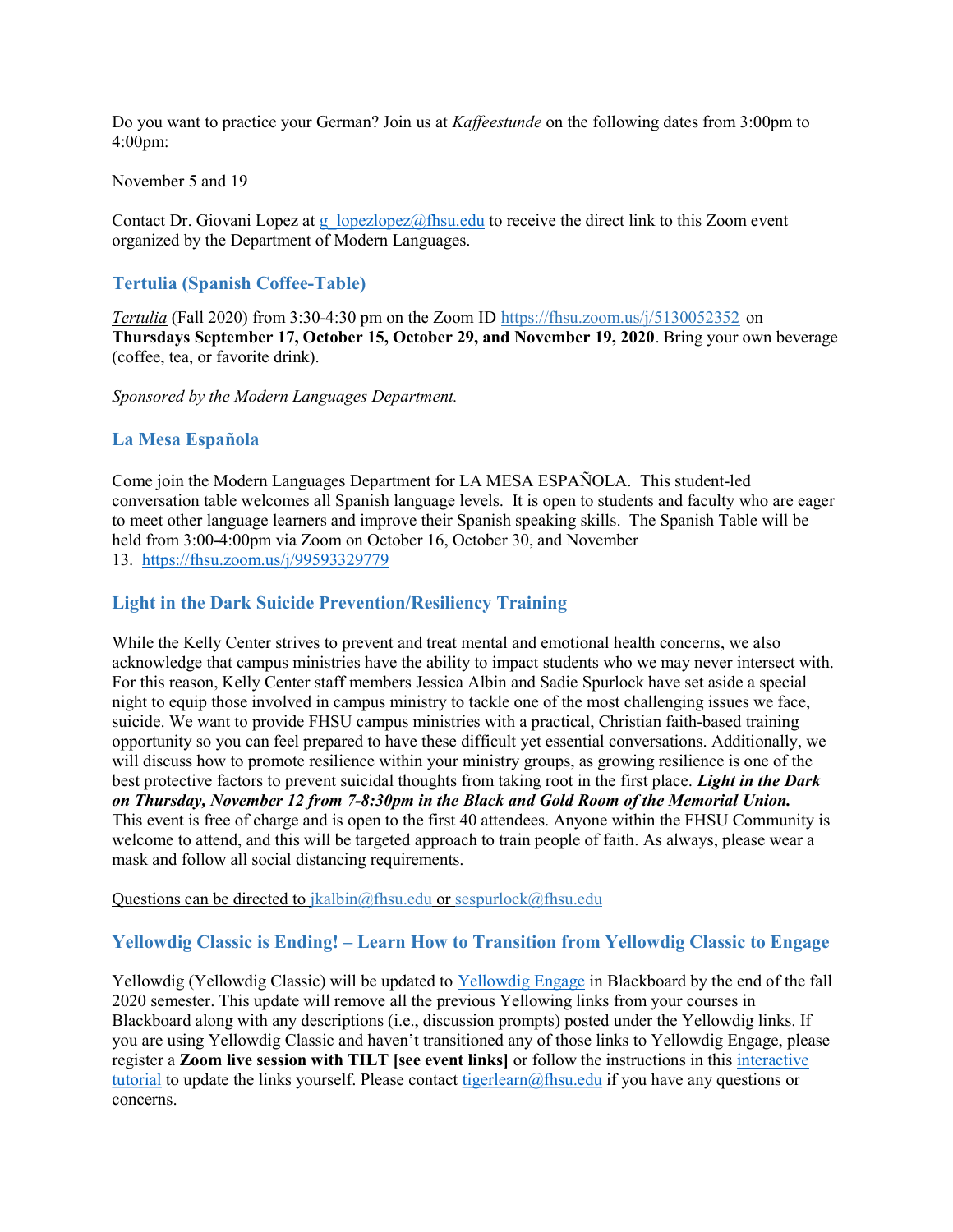Do you want to practice your German? Join us at *Kaffeestunde* on the following dates from 3:00pm to 4:00pm:

November 5 and 19

Contact Dr. Giovani Lopez at g_lopezlopez@fhsu.edu to receive the direct link to this Zoom event organized by the Department of Modern Languages.

### Tertulia (Spanish Coffee-Table)

*Tertulia* (Fall 2020) from 3:30-4:30 pm on the Zoom ID https://fhsu.zoom.us/j/5130052352 on **Thursdays September 17, October 15, October 29, and November 19, 2020**. Bring your own beverage (coffee, tea, or favorite drink).

*Sponsored by the Modern Languages Department.*

### La Mesa Española

Come join the Modern Languages Department for LA MESA ESPAÑOLA. This student-led conversation table welcomes all Spanish language levels. It is open to students and faculty who are eager to meet other language learners and improve their Spanish speaking skills. The Spanish Table will be held from 3:00-4:00pm via Zoom on October 16, October 30, and November 13. https://fhsu.zoom.us/j/99593329779

### Light in the Dark Suicide Prevention/Resiliency Training

While the Kelly Center strives to prevent and treat mental and emotional health concerns, we also acknowledge that campus ministries have the ability to impact students who we may never intersect with. For this reason, Kelly Center staff members Jessica Albin and Sadie Spurlock have set aside a special night to equip those involved in campus ministry to tackle one of the most challenging issues we face, suicide. We want to provide FHSU campus ministries with a practical, Christian faith-based training opportunity so you can feel prepared to have these difficult yet essential conversations. Additionally, we will discuss how to promote resilience within your ministry groups, as growing resilience is one of the best protective factors to prevent suicidal thoughts from taking root in the first place. ***Light in the Dark on Thursday, November 12 from 7-8:30pm in the Black and Gold Room of the Memorial Union.*** This event is free of charge and is open to the first 40 attendees. Anyone within the FHSU Community is welcome to attend, and this will be targeted approach to train people of faith. As always, please wear a mask and follow all social distancing requirements.

Questions can be directed to jkalbin@fhsu.edu or sespurlock@fhsu.edu

### Yellowdig Classic is Ending! – Learn How to Transition from Yellowdig Classic to Engage

Yellowdig (Yellowdig Classic) will be updated to Yellowdig Engage in Blackboard by the end of the fall 2020 semester. This update will remove all the previous Yellowing links from your courses in Blackboard along with any descriptions (i.e., discussion prompts) posted under the Yellowdig links. If you are using Yellowdig Classic and haven't transitioned any of those links to Yellowdig Engage, please register a **Zoom live session with TILT [see event links]** or follow the instructions in this interactive tutorial to update the links yourself. Please contact tigerlearn@fhsu.edu if you have any questions or concerns.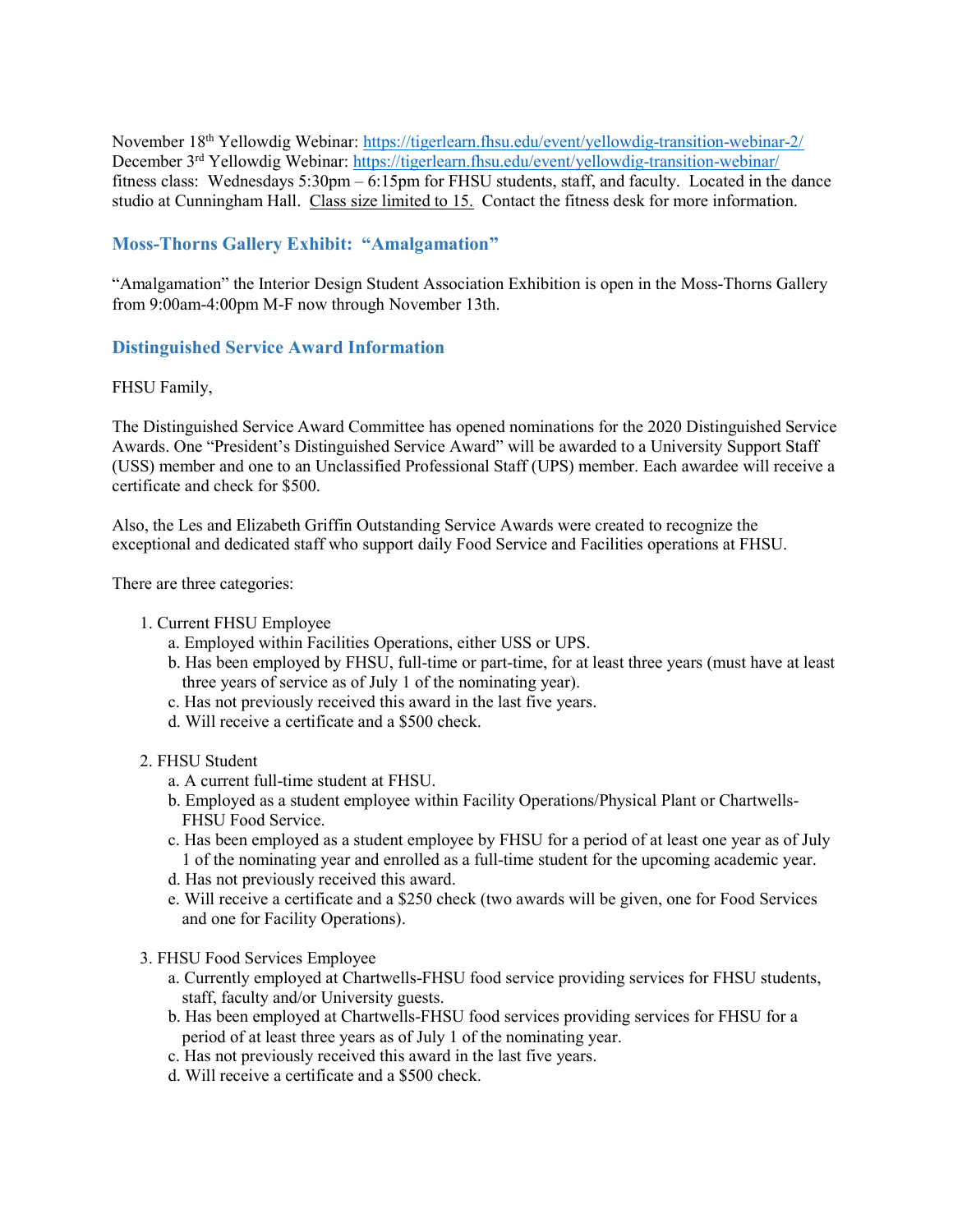November 18th Yellowdig Webinar: https://tigerlearn.fhsu.edu/event/yellowdig-transition-webinar-2/
December 3rd Yellowdig Webinar: https://tigerlearn.fhsu.edu/event/yellowdig-transition-webinar/
fitness class: Wednesdays 5:30pm – 6:15pm for FHSU students, staff, and faculty. Located in the dance studio at Cunningham Hall. Class size limited to 15. Contact the fitness desk for more information.

## Moss-Thorns Gallery Exhibit: "Amalgamation"

"Amalgamation" the Interior Design Student Association Exhibition is open in the Moss-Thorns Gallery from 9:00am-4:00pm M-F now through November 13th.

## Distinguished Service Award Information

FHSU Family,

The Distinguished Service Award Committee has opened nominations for the 2020 Distinguished Service Awards. One "President's Distinguished Service Award" will be awarded to a University Support Staff (USS) member and one to an Unclassified Professional Staff (UPS) member. Each awardee will receive a certificate and check for $500.

Also, the Les and Elizabeth Griffin Outstanding Service Awards were created to recognize the exceptional and dedicated staff who support daily Food Service and Facilities operations at FHSU.

There are three categories:

1. Current FHSU Employee
   a. Employed within Facilities Operations, either USS or UPS.
   b. Has been employed by FHSU, full-time or part-time, for at least three years (must have at least three years of service as of July 1 of the nominating year).
   c. Has not previously received this award in the last five years.
   d. Will receive a certificate and a $500 check.

2. FHSU Student
   a. A current full-time student at FHSU.
   b. Employed as a student employee within Facility Operations/Physical Plant or Chartwells-FHSU Food Service.
   c. Has been employed as a student employee by FHSU for a period of at least one year as of July 1 of the nominating year and enrolled as a full-time student for the upcoming academic year.
   d. Has not previously received this award.
   e. Will receive a certificate and a $250 check (two awards will be given, one for Food Services and one for Facility Operations).

3. FHSU Food Services Employee
   a. Currently employed at Chartwells-FHSU food service providing services for FHSU students, staff, faculty and/or University guests.
   b. Has been employed at Chartwells-FHSU food services providing services for FHSU for a period of at least three years as of July 1 of the nominating year.
   c. Has not previously received this award in the last five years.
   d. Will receive a certificate and a $500 check.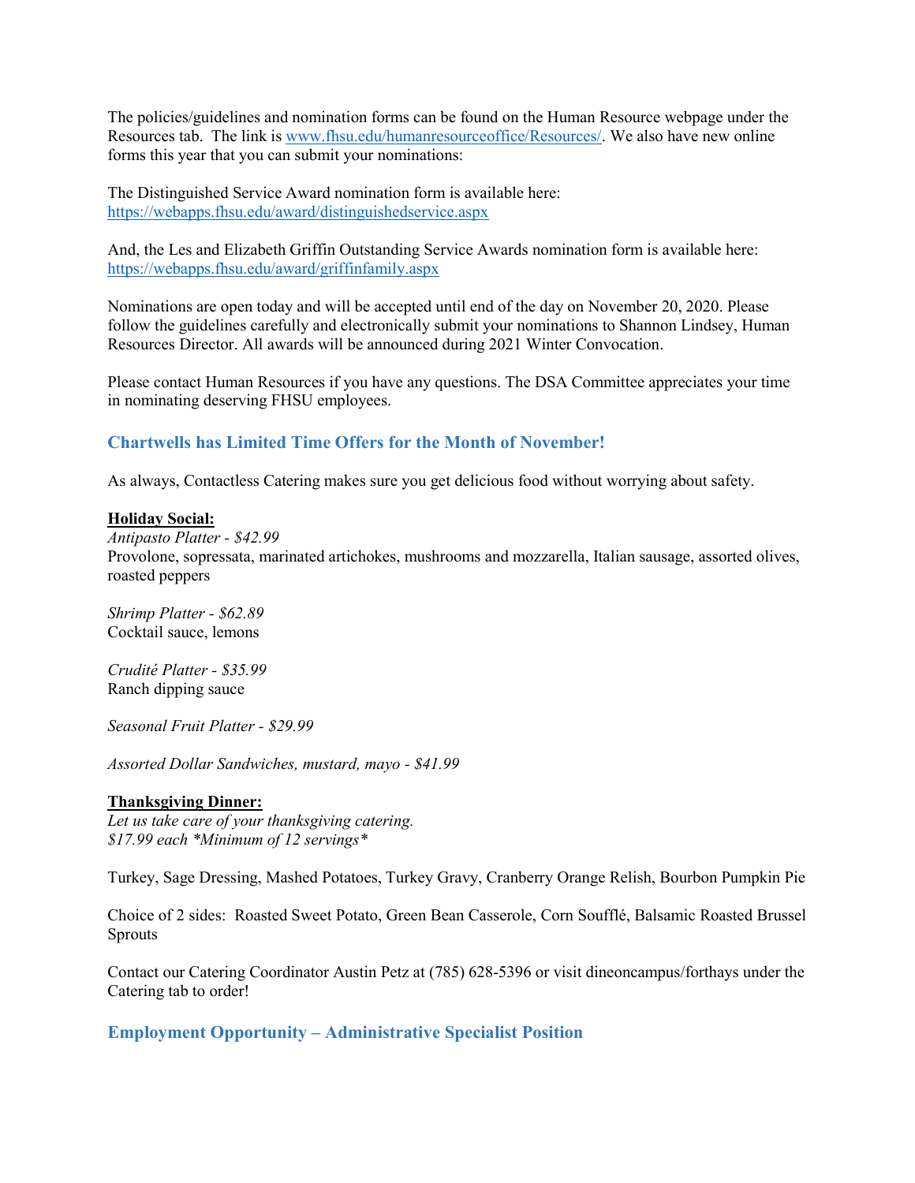The policies/guidelines and nomination forms can be found on the Human Resource webpage under the Resources tab. The link is [www.fhsu.edu/humanresourceoffice/Resources/](www.fhsu.edu/humanresourceoffice/Resources/). We also have new online forms this year that you can submit your nominations:

The Distinguished Service Award nomination form is available here: [https://webapps.fhsu.edu/award/distinguishedservice.aspx](https://webapps.fhsu.edu/award/distinguishedservice.aspx)

And, the Les and Elizabeth Griffin Outstanding Service Awards nomination form is available here: [https://webapps.fhsu.edu/award/griffinfamily.aspx](https://webapps.fhsu.edu/award/griffinfamily.aspx)

Nominations are open today and will be accepted until end of the day on November 20, 2020. Please follow the guidelines carefully and electronically submit your nominations to Shannon Lindsey, Human Resources Director. All awards will be announced during 2021 Winter Convocation.

Please contact Human Resources if you have any questions. The DSA Committee appreciates your time in nominating deserving FHSU employees.

## Chartwells has Limited Time Offers for the Month of November!

As always, Contactless Catering makes sure you get delicious food without worrying about safety.

**Holiday Social:**

*Antipasto Platter - $42.99*
Provolone, sopressata, marinated artichokes, mushrooms and mozzarella, Italian sausage, assorted olives, roasted peppers

*Shrimp Platter - $62.89*
Cocktail sauce, lemons

*Crudité Platter - $35.99*
Ranch dipping sauce

*Seasonal Fruit Platter - $29.99*

*Assorted Dollar Sandwiches, mustard, mayo - $41.99*

**Thanksgiving Dinner:**

*Let us take care of your thanksgiving catering.*
*$17.99 each *Minimum of 12 servings**

Turkey, Sage Dressing, Mashed Potatoes, Turkey Gravy, Cranberry Orange Relish, Bourbon Pumpkin Pie

Choice of 2 sides: Roasted Sweet Potato, Green Bean Casserole, Corn Soufflé, Balsamic Roasted Brussel Sprouts

Contact our Catering Coordinator Austin Petz at (785) 628-5396 or visit dineoncampus/forthays under the Catering tab to order!

## Employment Opportunity – Administrative Specialist Position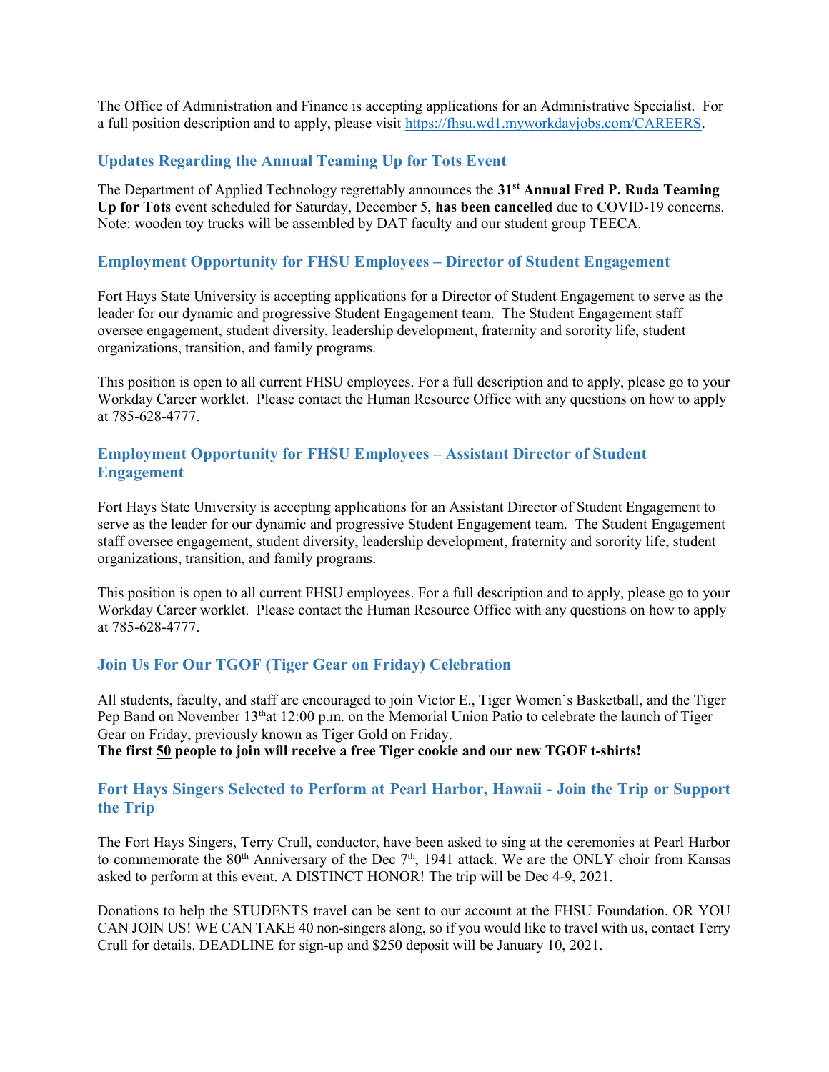The Office of Administration and Finance is accepting applications for an Administrative Specialist. For a full position description and to apply, please visit [https://fhsu.wd1.myworkdayjobs.com/CAREERS](https://fhsu.wd1.myworkdayjobs.com/CAREERS).

### Updates Regarding the Annual Teaming Up for Tots Event

The Department of Applied Technology regrettably announces the **31st Annual Fred P. Ruda Teaming Up for Tots** event scheduled for Saturday, December 5, **has been cancelled** due to COVID-19 concerns. Note: wooden toy trucks will be assembled by DAT faculty and our student group TEECA.

### Employment Opportunity for FHSU Employees – Director of Student Engagement

Fort Hays State University is accepting applications for a Director of Student Engagement to serve as the leader for our dynamic and progressive Student Engagement team. The Student Engagement staff oversee engagement, student diversity, leadership development, fraternity and sorority life, student organizations, transition, and family programs.

This position is open to all current FHSU employees. For a full description and to apply, please go to your Workday Career worklet. Please contact the Human Resource Office with any questions on how to apply at 785-628-4777.

### Employment Opportunity for FHSU Employees – Assistant Director of Student Engagement

Fort Hays State University is accepting applications for an Assistant Director of Student Engagement to serve as the leader for our dynamic and progressive Student Engagement team. The Student Engagement staff oversee engagement, student diversity, leadership development, fraternity and sorority life, student organizations, transition, and family programs.

This position is open to all current FHSU employees. For a full description and to apply, please go to your Workday Career worklet. Please contact the Human Resource Office with any questions on how to apply at 785-628-4777.

### Join Us For Our TGOF (Tiger Gear on Friday) Celebration

All students, faculty, and staff are encouraged to join Victor E., Tiger Women's Basketball, and the Tiger Pep Band on November 13th at 12:00 p.m. on the Memorial Union Patio to celebrate the launch of Tiger Gear on Friday, previously known as Tiger Gold on Friday.

**The first 50 people to join will receive a free Tiger cookie and our new TGOF t-shirts!**

### Fort Hays Singers Selected to Perform at Pearl Harbor, Hawaii - Join the Trip or Support the Trip

The Fort Hays Singers, Terry Crull, conductor, have been asked to sing at the ceremonies at Pearl Harbor to commemorate the 80th Anniversary of the Dec 7th, 1941 attack. We are the ONLY choir from Kansas asked to perform at this event. A DISTINCT HONOR! The trip will be Dec 4-9, 2021.

Donations to help the STUDENTS travel can be sent to our account at the FHSU Foundation. OR YOU CAN JOIN US! WE CAN TAKE 40 non-singers along, so if you would like to travel with us, contact Terry Crull for details. DEADLINE for sign-up and $250 deposit will be January 10, 2021.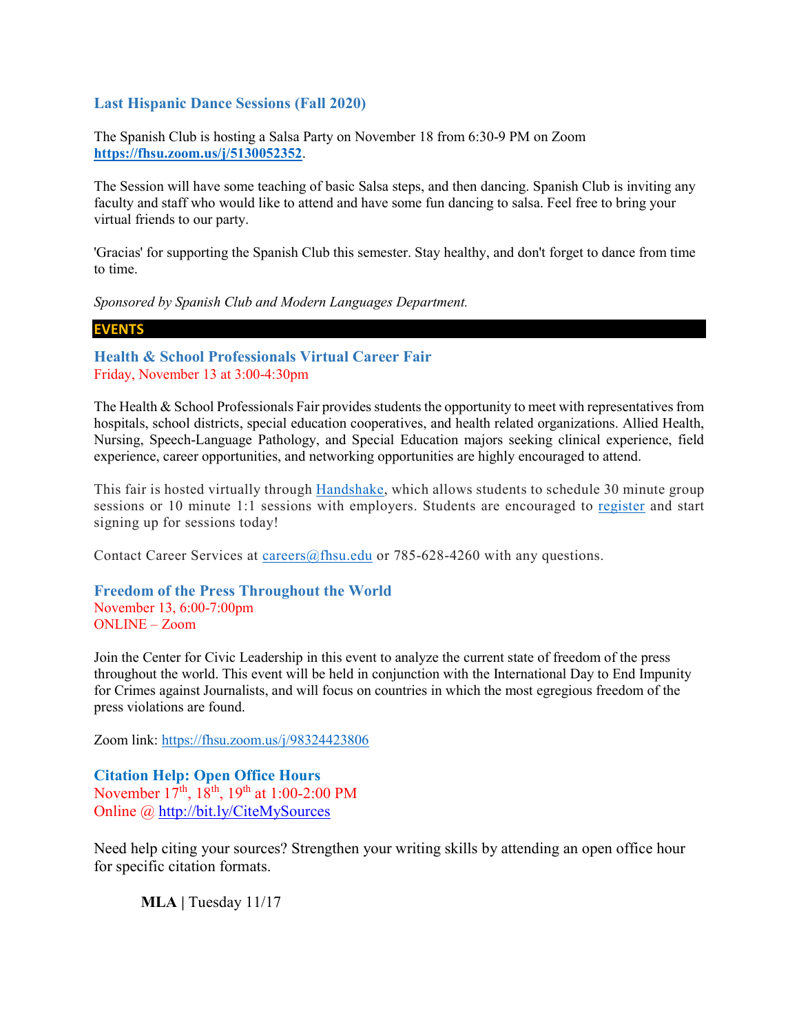### Last Hispanic Dance Sessions (Fall 2020)

The Spanish Club is hosting a Salsa Party on November 18 from 6:30-9 PM on Zoom **https://fhsu.zoom.us/j/5130052352**.

The Session will have some teaching of basic Salsa steps, and then dancing. Spanish Club is inviting any faculty and staff who would like to attend and have some fun dancing to salsa. Feel free to bring your virtual friends to our party.

'Gracias' for supporting the Spanish Club this semester. Stay healthy, and don't forget to dance from time to time.

*Sponsored by Spanish Club and Modern Languages Department.*

## EVENTS

### Health & School Professionals Virtual Career Fair

Friday, November 13 at 3:00-4:30pm

The Health & School Professionals Fair provides students the opportunity to meet with representatives from hospitals, school districts, special education cooperatives, and health related organizations. Allied Health, Nursing, Speech-Language Pathology, and Special Education majors seeking clinical experience, field experience, career opportunities, and networking opportunities are highly encouraged to attend.

This fair is hosted virtually through Handshake, which allows students to schedule 30 minute group sessions or 10 minute 1:1 sessions with employers. Students are encouraged to register and start signing up for sessions today!

Contact Career Services at careers@fhsu.edu or 785-628-4260 with any questions.

### Freedom of the Press Throughout the World

November 13, 6:00-7:00pm
ONLINE – Zoom

Join the Center for Civic Leadership in this event to analyze the current state of freedom of the press throughout the world. This event will be held in conjunction with the International Day to End Impunity for Crimes against Journalists, and will focus on countries in which the most egregious freedom of the press violations are found.

Zoom link: https://fhsu.zoom.us/j/98324423806

### Citation Help: Open Office Hours

November 17th, 18th, 19th at 1:00-2:00 PM
Online @ http://bit.ly/CiteMySources

Need help citing your sources? Strengthen your writing skills by attending an open office hour for specific citation formats.

**MLA |** Tuesday 11/17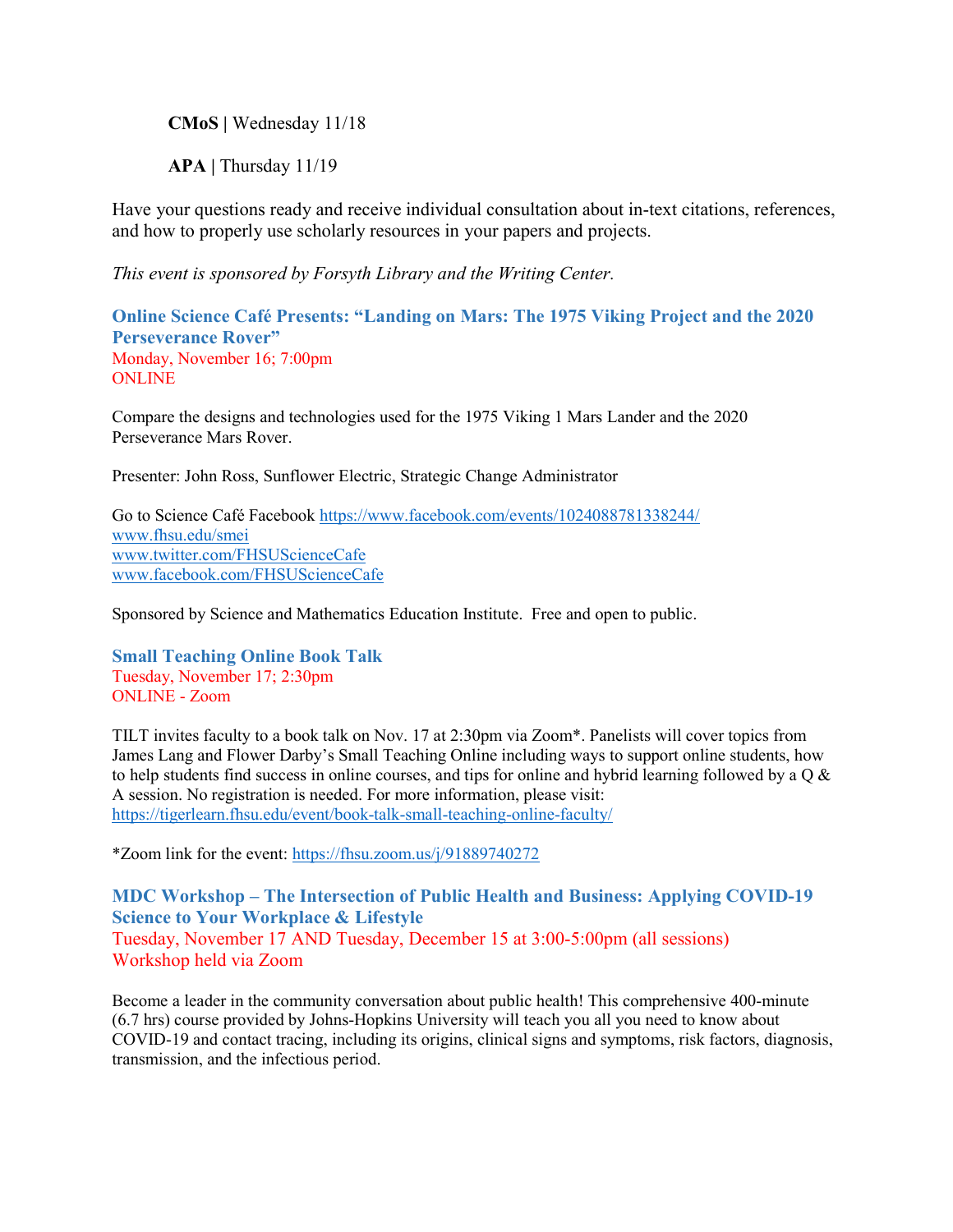**CMoS |** Wednesday 11/18

**APA |** Thursday 11/19

Have your questions ready and receive individual consultation about in-text citations, references, and how to properly use scholarly resources in your papers and projects.

*This event is sponsored by Forsyth Library and the Writing Center.*

### Online Science Café Presents: "Landing on Mars: The 1975 Viking Project and the 2020 Perseverance Rover"

Monday, November 16; 7:00pm
ONLINE

Compare the designs and technologies used for the 1975 Viking 1 Mars Lander and the 2020 Perseverance Mars Rover.

Presenter: John Ross, Sunflower Electric, Strategic Change Administrator

Go to Science Café Facebook https://www.facebook.com/events/1024088781338244/
www.fhsu.edu/smei
www.twitter.com/FHSUScienceCafe
www.facebook.com/FHSUScienceCafe

Sponsored by Science and Mathematics Education Institute. Free and open to public.

### Small Teaching Online Book Talk

Tuesday, November 17; 2:30pm
ONLINE - Zoom

TILT invites faculty to a book talk on Nov. 17 at 2:30pm via Zoom*. Panelists will cover topics from James Lang and Flower Darby's Small Teaching Online including ways to support online students, how to help students find success in online courses, and tips for online and hybrid learning followed by a Q & A session. No registration is needed. For more information, please visit: https://tigerlearn.fhsu.edu/event/book-talk-small-teaching-online-faculty/

*Zoom link for the event: https://fhsu.zoom.us/j/91889740272

### MDC Workshop – The Intersection of Public Health and Business: Applying COVID-19 Science to Your Workplace & Lifestyle

Tuesday, November 17 AND Tuesday, December 15 at 3:00-5:00pm (all sessions)
Workshop held via Zoom

Become a leader in the community conversation about public health! This comprehensive 400-minute (6.7 hrs) course provided by Johns-Hopkins University will teach you all you need to know about COVID-19 and contact tracing, including its origins, clinical signs and symptoms, risk factors, diagnosis, transmission, and the infectious period.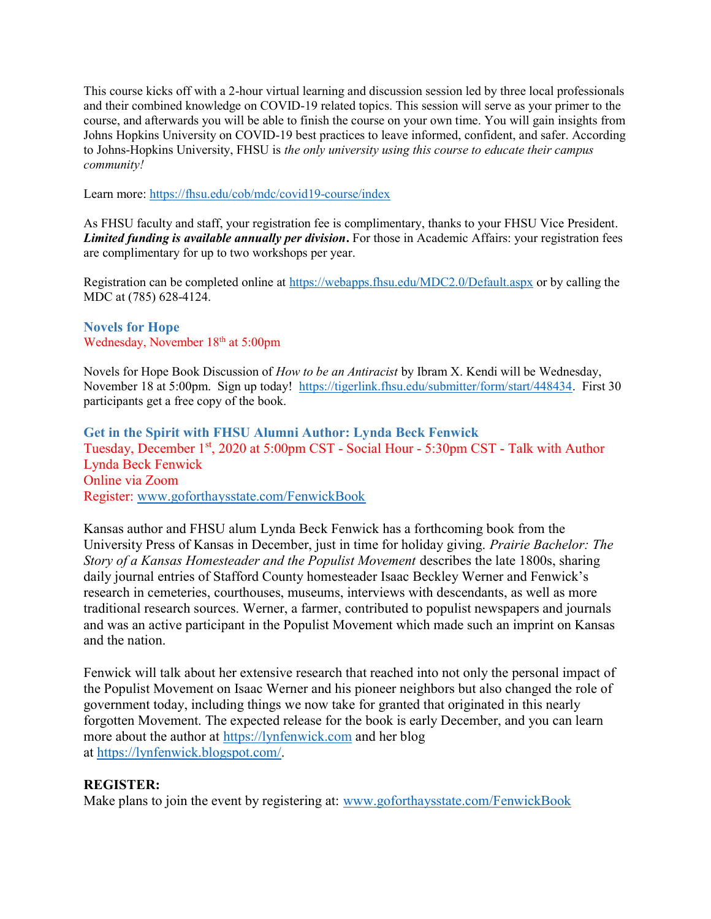This course kicks off with a 2-hour virtual learning and discussion session led by three local professionals and their combined knowledge on COVID-19 related topics. This session will serve as your primer to the course, and afterwards you will be able to finish the course on your own time. You will gain insights from Johns Hopkins University on COVID-19 best practices to leave informed, confident, and safer. According to Johns-Hopkins University, FHSU is *the only university using this course to educate their campus community!*

Learn more: https://fhsu.edu/cob/mdc/covid19-course/index

As FHSU faculty and staff, your registration fee is complimentary, thanks to your FHSU Vice President. ***Limited funding is available annually per division***. For those in Academic Affairs: your registration fees are complimentary for up to two workshops per year.

Registration can be completed online at https://webapps.fhsu.edu/MDC2.0/Default.aspx or by calling the MDC at (785) 628-4124.

### Novels for Hope

Wednesday, November 18th at 5:00pm

Novels for Hope Book Discussion of *How to be an Antiracist* by Ibram X. Kendi will be Wednesday, November 18 at 5:00pm. Sign up today! https://tigerlink.fhsu.edu/submitter/form/start/448434. First 30 participants get a free copy of the book.

### Get in the Spirit with FHSU Alumni Author: Lynda Beck Fenwick

Tuesday, December 1st, 2020 at 5:00pm CST - Social Hour - 5:30pm CST - Talk with Author Lynda Beck Fenwick
Online via Zoom
Register: www.goforthaysstate.com/FenwickBook

Kansas author and FHSU alum Lynda Beck Fenwick has a forthcoming book from the University Press of Kansas in December, just in time for holiday giving. *Prairie Bachelor: The Story of a Kansas Homesteader and the Populist Movement* describes the late 1800s, sharing daily journal entries of Stafford County homesteader Isaac Beckley Werner and Fenwick's research in cemeteries, courthouses, museums, interviews with descendants, as well as more traditional research sources. Werner, a farmer, contributed to populist newspapers and journals and was an active participant in the Populist Movement which made such an imprint on Kansas and the nation.

Fenwick will talk about her extensive research that reached into not only the personal impact of the Populist Movement on Isaac Werner and his pioneer neighbors but also changed the role of government today, including things we now take for granted that originated in this nearly forgotten Movement. The expected release for the book is early December, and you can learn more about the author at https://lynfenwick.com and her blog at https://lynfenwick.blogspot.com/.

**REGISTER:**
Make plans to join the event by registering at: www.goforthaysstate.com/FenwickBook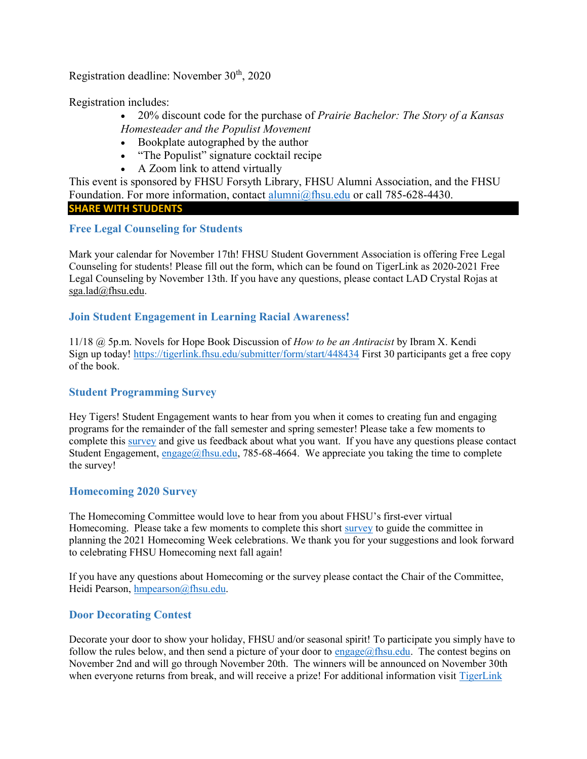Registration deadline: November 30th, 2020

Registration includes:

- 20% discount code for the purchase of *Prairie Bachelor: The Story of a Kansas Homesteader and the Populist Movement*
- Bookplate autographed by the author
- "The Populist" signature cocktail recipe
- A Zoom link to attend virtually

This event is sponsored by FHSU Forsyth Library, FHSU Alumni Association, and the FHSU Foundation. For more information, contact alumni@fhsu.edu or call 785-628-4430.

## SHARE WITH STUDENTS

### Free Legal Counseling for Students

Mark your calendar for November 17th! FHSU Student Government Association is offering Free Legal Counseling for students! Please fill out the form, which can be found on TigerLink as 2020-2021 Free Legal Counseling by November 13th. If you have any questions, please contact LAD Crystal Rojas at sga.lad@fhsu.edu.

### Join Student Engagement in Learning Racial Awareness!

11/18 @ 5p.m. Novels for Hope Book Discussion of *How to be an Antiracist* by Ibram X. Kendi
Sign up today! https://tigerlink.fhsu.edu/submitter/form/start/448434 First 30 participants get a free copy of the book.

### Student Programming Survey

Hey Tigers! Student Engagement wants to hear from you when it comes to creating fun and engaging programs for the remainder of the fall semester and spring semester! Please take a few moments to complete this survey and give us feedback about what you want. If you have any questions please contact Student Engagement, engage@fhsu.edu, 785-68-4664. We appreciate you taking the time to complete the survey!

### Homecoming 2020 Survey

The Homecoming Committee would love to hear from you about FHSU's first-ever virtual Homecoming. Please take a few moments to complete this short survey to guide the committee in planning the 2021 Homecoming Week celebrations. We thank you for your suggestions and look forward to celebrating FHSU Homecoming next fall again!

If you have any questions about Homecoming or the survey please contact the Chair of the Committee, Heidi Pearson, hmpearson@fhsu.edu.

### Door Decorating Contest

Decorate your door to show your holiday, FHSU and/or seasonal spirit! To participate you simply have to follow the rules below, and then send a picture of your door to engage@fhsu.edu. The contest begins on November 2nd and will go through November 20th. The winners will be announced on November 30th when everyone returns from break, and will receive a prize! For additional information visit TigerLink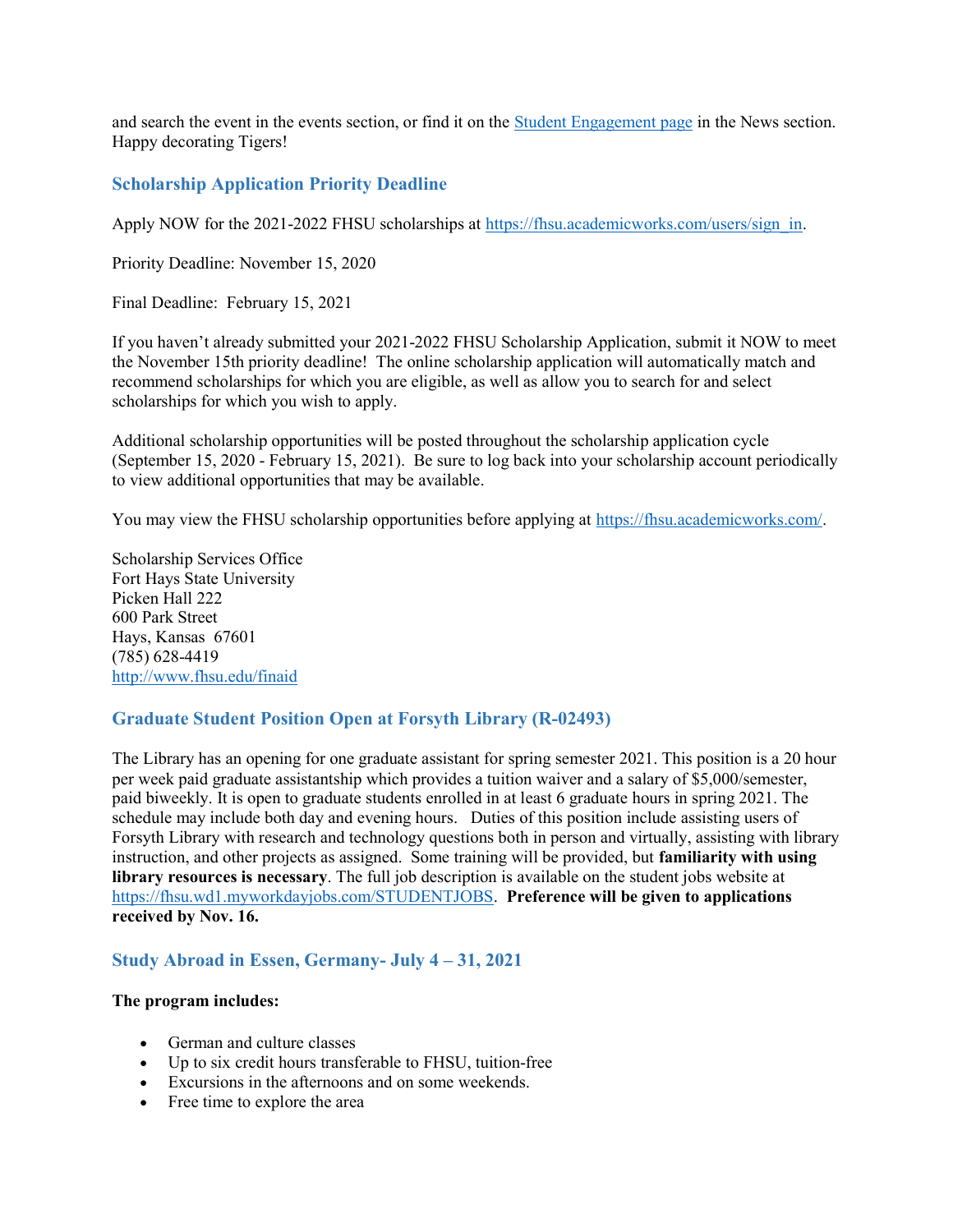and search the event in the events section, or find it on the [Student Engagement page](#) in the News section. Happy decorating Tigers!

### Scholarship Application Priority Deadline

Apply NOW for the 2021-2022 FHSU scholarships at [https://fhsu.academicworks.com/users/sign_in](https://fhsu.academicworks.com/users/sign_in).

Priority Deadline: November 15, 2020

Final Deadline: February 15, 2021

If you haven't already submitted your 2021-2022 FHSU Scholarship Application, submit it NOW to meet the November 15th priority deadline! The online scholarship application will automatically match and recommend scholarships for which you are eligible, as well as allow you to search for and select scholarships for which you wish to apply.

Additional scholarship opportunities will be posted throughout the scholarship application cycle (September 15, 2020 - February 15, 2021). Be sure to log back into your scholarship account periodically to view additional opportunities that may be available.

You may view the FHSU scholarship opportunities before applying at [https://fhsu.academicworks.com/](https://fhsu.academicworks.com/).

Scholarship Services Office  
Fort Hays State University  
Picken Hall 222  
600 Park Street  
Hays, Kansas 67601  
(785) 628-4419  
[http://www.fhsu.edu/finaid](http://www.fhsu.edu/finaid)

### Graduate Student Position Open at Forsyth Library (R-02493)

The Library has an opening for one graduate assistant for spring semester 2021. This position is a 20 hour per week paid graduate assistantship which provides a tuition waiver and a salary of $5,000/semester, paid biweekly. It is open to graduate students enrolled in at least 6 graduate hours in spring 2021. The schedule may include both day and evening hours. Duties of this position include assisting users of Forsyth Library with research and technology questions both in person and virtually, assisting with library instruction, and other projects as assigned. Some training will be provided, but **familiarity with using library resources is necessary**. The full job description is available on the student jobs website at [https://fhsu.wd1.myworkdayjobs.com/STUDENTJOBS](https://fhsu.wd1.myworkdayjobs.com/STUDENTJOBS). **Preference will be given to applications received by Nov. 16.**

### Study Abroad in Essen, Germany- July 4 – 31, 2021

**The program includes:**

- German and culture classes
- Up to six credit hours transferable to FHSU, tuition-free
- Excursions in the afternoons and on some weekends.
- Free time to explore the area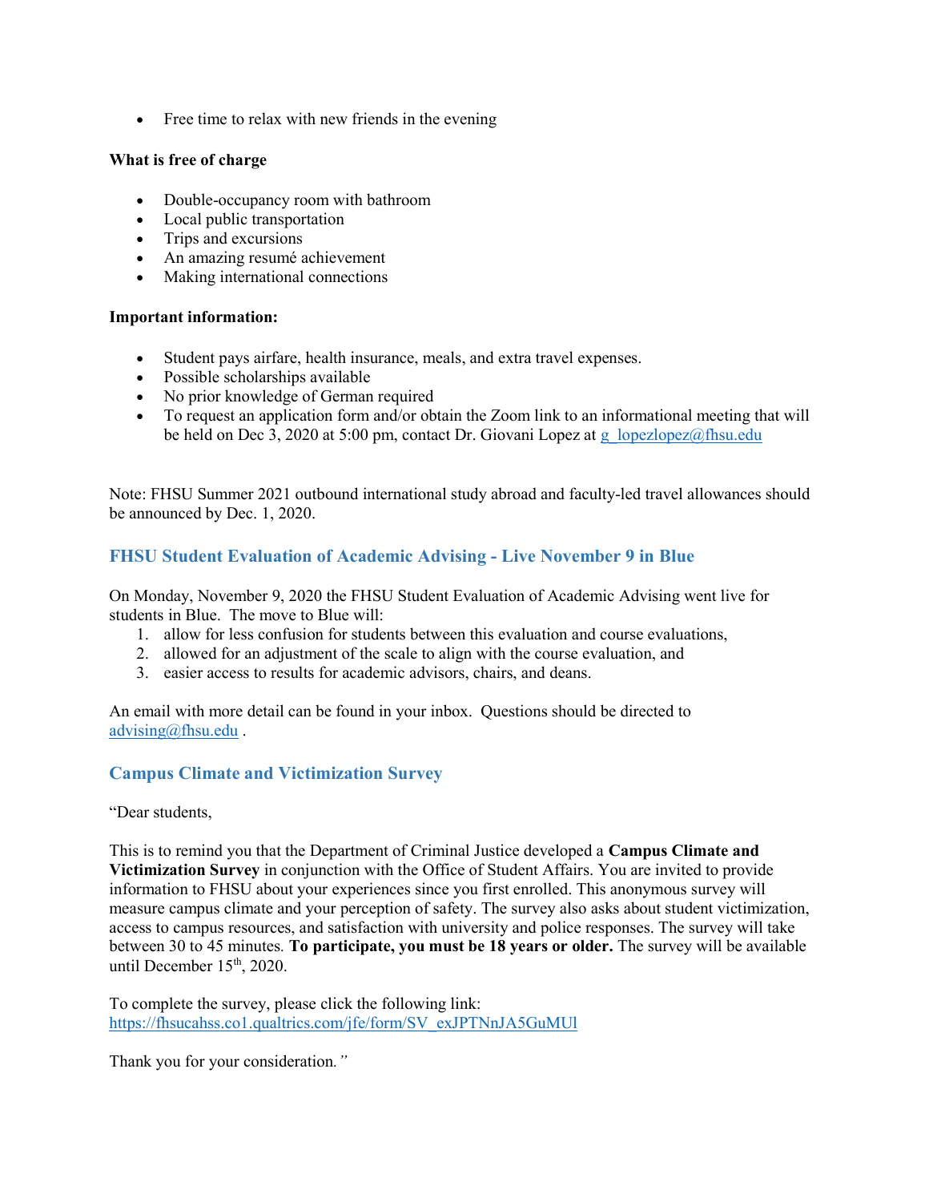- Free time to relax with new friends in the evening

**What is free of charge**

- Double-occupancy room with bathroom
- Local public transportation
- Trips and excursions
- An amazing resumé achievement
- Making international connections

**Important information:**

- Student pays airfare, health insurance, meals, and extra travel expenses.
- Possible scholarships available
- No prior knowledge of German required
- To request an application form and/or obtain the Zoom link to an informational meeting that will be held on Dec 3, 2020 at 5:00 pm, contact Dr. Giovani Lopez at g_lopezlopez@fhsu.edu

Note: FHSU Summer 2021 outbound international study abroad and faculty-led travel allowances should be announced by Dec. 1, 2020.

## FHSU Student Evaluation of Academic Advising - Live November 9 in Blue

On Monday, November 9, 2020 the FHSU Student Evaluation of Academic Advising went live for students in Blue. The move to Blue will:

1. allow for less confusion for students between this evaluation and course evaluations,
2. allowed for an adjustment of the scale to align with the course evaluation, and
3. easier access to results for academic advisors, chairs, and deans.

An email with more detail can be found in your inbox. Questions should be directed to advising@fhsu.edu .

## Campus Climate and Victimization Survey

"Dear students,

This is to remind you that the Department of Criminal Justice developed a **Campus Climate and Victimization Survey** in conjunction with the Office of Student Affairs. You are invited to provide information to FHSU about your experiences since you first enrolled. This anonymous survey will measure campus climate and your perception of safety. The survey also asks about student victimization, access to campus resources, and satisfaction with university and police responses. The survey will take between 30 to 45 minutes. **To participate, you must be 18 years or older.** The survey will be available until December 15th, 2020.

To complete the survey, please click the following link: https://fhsucahss.co1.qualtrics.com/jfe/form/SV_exJPTNnJA5GuMUl

Thank you for your consideration."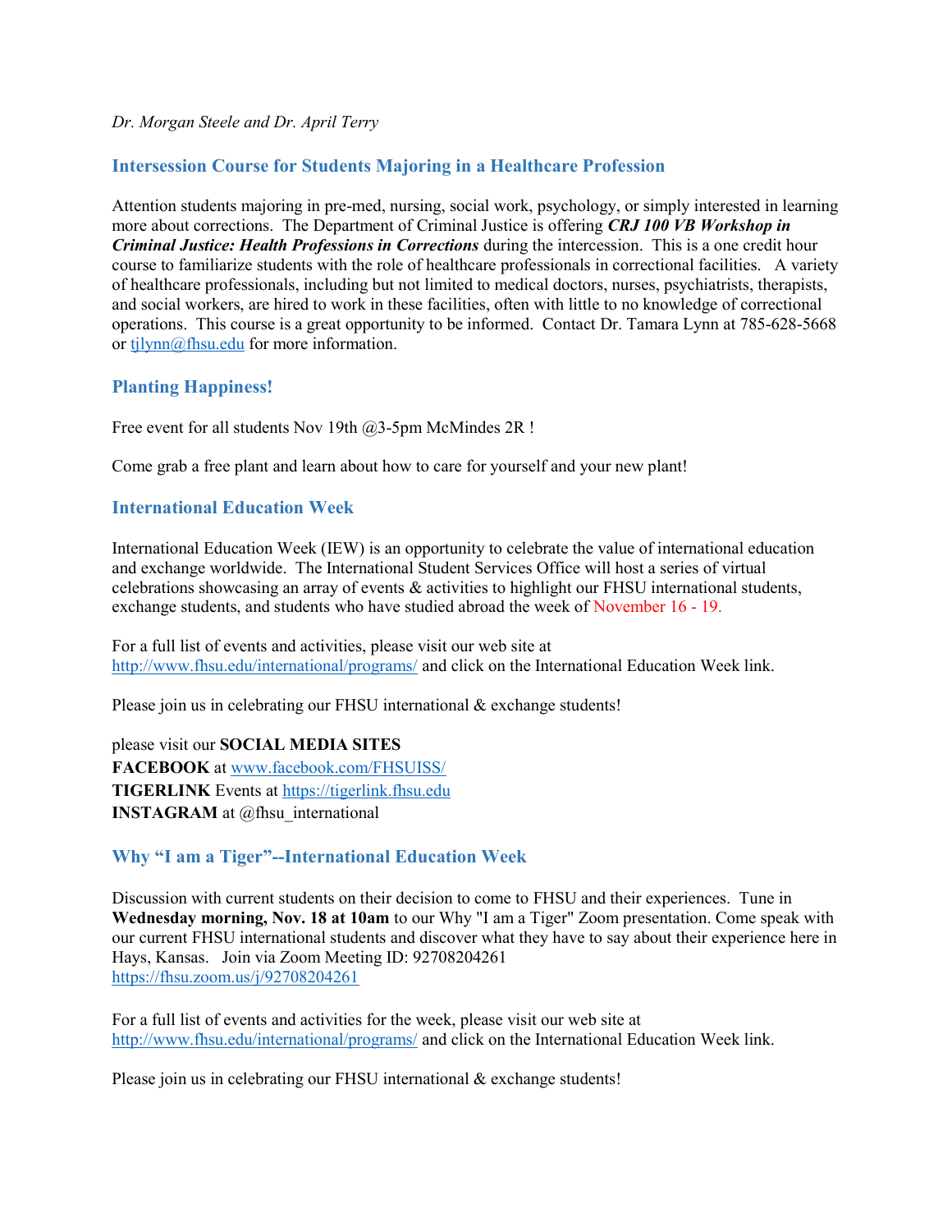*Dr. Morgan Steele and Dr. April Terry*

## Intersession Course for Students Majoring in a Healthcare Profession

Attention students majoring in pre-med, nursing, social work, psychology, or simply interested in learning more about corrections. The Department of Criminal Justice is offering ***CRJ 100 VB Workshop in Criminal Justice: Health Professions in Corrections*** during the intercession. This is a one credit hour course to familiarize students with the role of healthcare professionals in correctional facilities. A variety of healthcare professionals, including but not limited to medical doctors, nurses, psychiatrists, therapists, and social workers, are hired to work in these facilities, often with little to no knowledge of correctional operations. This course is a great opportunity to be informed. Contact Dr. Tamara Lynn at 785-628-5668 or tjlynn@fhsu.edu for more information.

## Planting Happiness!

Free event for all students Nov 19th @3-5pm McMindes 2R !

Come grab a free plant and learn about how to care for yourself and your new plant!

## International Education Week

International Education Week (IEW) is an opportunity to celebrate the value of international education and exchange worldwide. The International Student Services Office will host a series of virtual celebrations showcasing an array of events & activities to highlight our FHSU international students, exchange students, and students who have studied abroad the week of November 16 - 19.

For a full list of events and activities, please visit our web site at http://www.fhsu.edu/international/programs/ and click on the International Education Week link.

Please join us in celebrating our FHSU international & exchange students!

please visit our **SOCIAL MEDIA SITES**
**FACEBOOK** at www.facebook.com/FHSUISS/
**TIGERLINK** Events at https://tigerlink.fhsu.edu
**INSTAGRAM** at @fhsu_international

## Why "I am a Tiger"--International Education Week

Discussion with current students on their decision to come to FHSU and their experiences. Tune in **Wednesday morning, Nov. 18 at 10am** to our Why "I am a Tiger" Zoom presentation. Come speak with our current FHSU international students and discover what they have to say about their experience here in Hays, Kansas. Join via Zoom Meeting ID: 92708204261
https://fhsu.zoom.us/j/92708204261

For a full list of events and activities for the week, please visit our web site at http://www.fhsu.edu/international/programs/ and click on the International Education Week link.

Please join us in celebrating our FHSU international & exchange students!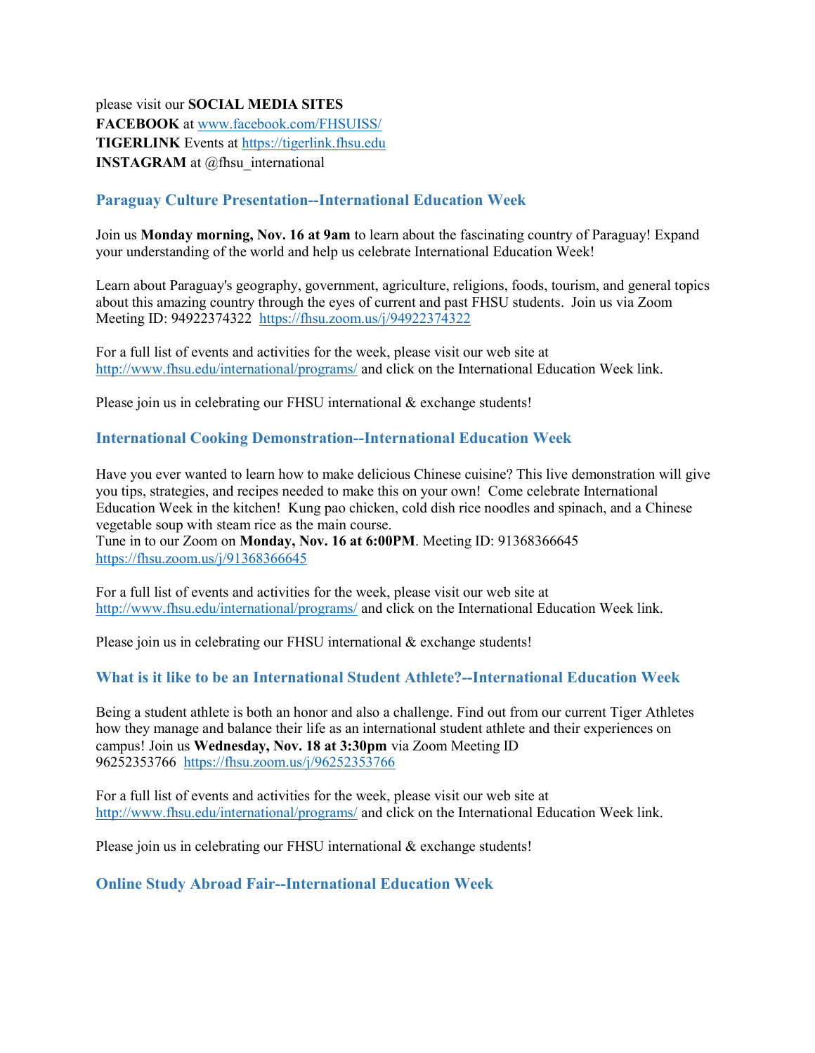please visit our **SOCIAL MEDIA SITES**
**FACEBOOK** at www.facebook.com/FHSUISS/
**TIGERLINK** Events at https://tigerlink.fhsu.edu
**INSTAGRAM** at @fhsu_international

### Paraguay Culture Presentation--International Education Week

Join us **Monday morning, Nov. 16 at 9am** to learn about the fascinating country of Paraguay! Expand your understanding of the world and help us celebrate International Education Week!

Learn about Paraguay's geography, government, agriculture, religions, foods, tourism, and general topics about this amazing country through the eyes of current and past FHSU students. Join us via Zoom Meeting ID: 94922374322 https://fhsu.zoom.us/j/94922374322

For a full list of events and activities for the week, please visit our web site at http://www.fhsu.edu/international/programs/ and click on the International Education Week link.

Please join us in celebrating our FHSU international & exchange students!

### International Cooking Demonstration--International Education Week

Have you ever wanted to learn how to make delicious Chinese cuisine? This live demonstration will give you tips, strategies, and recipes needed to make this on your own! Come celebrate International Education Week in the kitchen! Kung pao chicken, cold dish rice noodles and spinach, and a Chinese vegetable soup with steam rice as the main course.
Tune in to our Zoom on **Monday, Nov. 16 at 6:00PM**. Meeting ID: 91368366645
https://fhsu.zoom.us/j/91368366645

For a full list of events and activities for the week, please visit our web site at http://www.fhsu.edu/international/programs/ and click on the International Education Week link.

Please join us in celebrating our FHSU international & exchange students!

### What is it like to be an International Student Athlete?--International Education Week

Being a student athlete is both an honor and also a challenge. Find out from our current Tiger Athletes how they manage and balance their life as an international student athlete and their experiences on campus! Join us **Wednesday, Nov. 18 at 3:30pm** via Zoom Meeting ID 96252353766 https://fhsu.zoom.us/j/96252353766

For a full list of events and activities for the week, please visit our web site at http://www.fhsu.edu/international/programs/ and click on the International Education Week link.

Please join us in celebrating our FHSU international & exchange students!

### Online Study Abroad Fair--International Education Week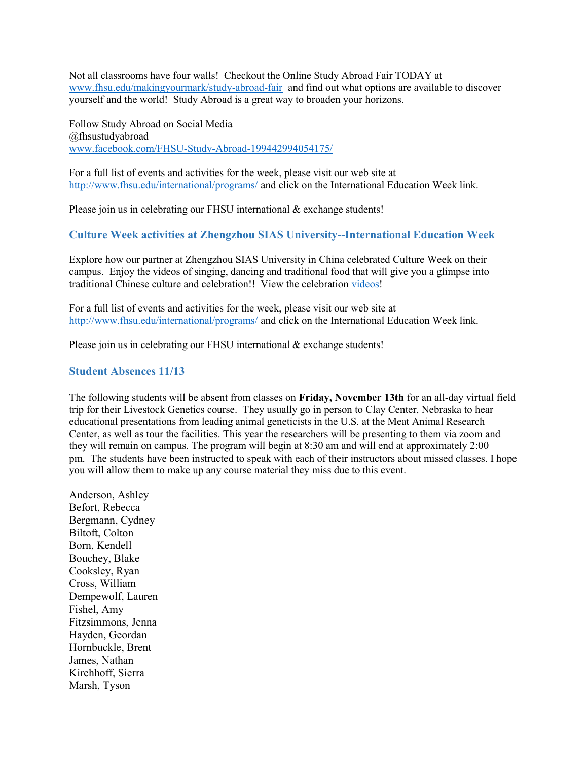Not all classrooms have four walls!  Checkout the Online Study Abroad Fair TODAY at [www.fhsu.edu/makingyourmark/study-abroad-fair](www.fhsu.edu/makingyourmark/study-abroad-fair) and find out what options are available to discover yourself and the world!  Study Abroad is a great way to broaden your horizons.

Follow Study Abroad on Social Media
@fhsustudyabroad
[www.facebook.com/FHSU-Study-Abroad-199442994054175/](www.facebook.com/FHSU-Study-Abroad-199442994054175/)

For a full list of events and activities for the week, please visit our web site at [http://www.fhsu.edu/international/programs/](http://www.fhsu.edu/international/programs/) and click on the International Education Week link.

Please join us in celebrating our FHSU international & exchange students!

### Culture Week activities at Zhengzhou SIAS University--International Education Week

Explore how our partner at Zhengzhou SIAS University in China celebrated Culture Week on their campus.  Enjoy the videos of singing, dancing and traditional food that will give you a glimpse into traditional Chinese culture and celebration!!  View the celebration videos!

For a full list of events and activities for the week, please visit our web site at [http://www.fhsu.edu/international/programs/](http://www.fhsu.edu/international/programs/) and click on the International Education Week link.

Please join us in celebrating our FHSU international & exchange students!

### Student Absences 11/13

The following students will be absent from classes on **Friday, November 13th** for an all-day virtual field trip for their Livestock Genetics course.  They usually go in person to Clay Center, Nebraska to hear educational presentations from leading animal geneticists in the U.S. at the Meat Animal Research Center, as well as tour the facilities. This year the researchers will be presenting to them via zoom and they will remain on campus. The program will begin at 8:30 am and will end at approximately 2:00 pm.  The students have been instructed to speak with each of their instructors about missed classes. I hope you will allow them to make up any course material they miss due to this event.

Anderson, Ashley
Befort, Rebecca
Bergmann, Cydney
Biltoft, Colton
Born, Kendell
Bouchey, Blake
Cooksley, Ryan
Cross, William
Dempewolf, Lauren
Fishel, Amy
Fitzsimmons, Jenna
Hayden, Geordan
Hornbuckle, Brent
James, Nathan
Kirchhoff, Sierra
Marsh, Tyson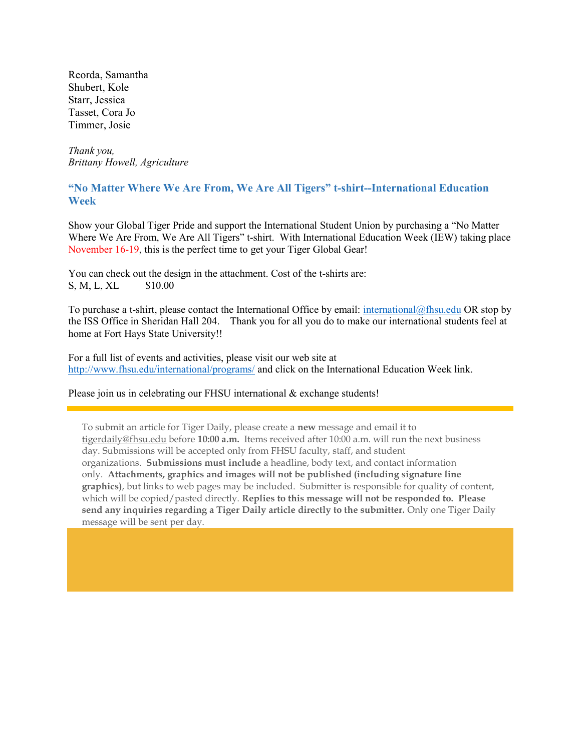Reorda, Samantha
Shubert, Kole
Starr, Jessica
Tasset, Cora Jo
Timmer, Josie

*Thank you,*
*Brittany Howell, Agriculture*

### "No Matter Where We Are From, We Are All Tigers" t-shirt--International Education Week

Show your Global Tiger Pride and support the International Student Union by purchasing a "No Matter Where We Are From, We Are All Tigers" t-shirt. With International Education Week (IEW) taking place November 16-19, this is the perfect time to get your Tiger Global Gear!

You can check out the design in the attachment. Cost of the t-shirts are:
S, M, L, XL $10.00

To purchase a t-shirt, please contact the International Office by email: international@fhsu.edu OR stop by the ISS Office in Sheridan Hall 204. Thank you for all you do to make our international students feel at home at Fort Hays State University!!

For a full list of events and activities, please visit our web site at http://www.fhsu.edu/international/programs/ and click on the International Education Week link.

Please join us in celebrating our FHSU international & exchange students!

---

To submit an article for Tiger Daily, please create a **new** message and email it to tigerdaily@fhsu.edu before **10:00 a.m.** Items received after 10:00 a.m. will run the next business day. Submissions will be accepted only from FHSU faculty, staff, and student organizations. **Submissions must include** a headline, body text, and contact information only. **Attachments, graphics and images will not be published (including signature line graphics)**, but links to web pages may be included. Submitter is responsible for quality of content, which will be copied/pasted directly. **Replies to this message will not be responded to. Please send any inquiries regarding a Tiger Daily article directly to the submitter.** Only one Tiger Daily message will be sent per day.